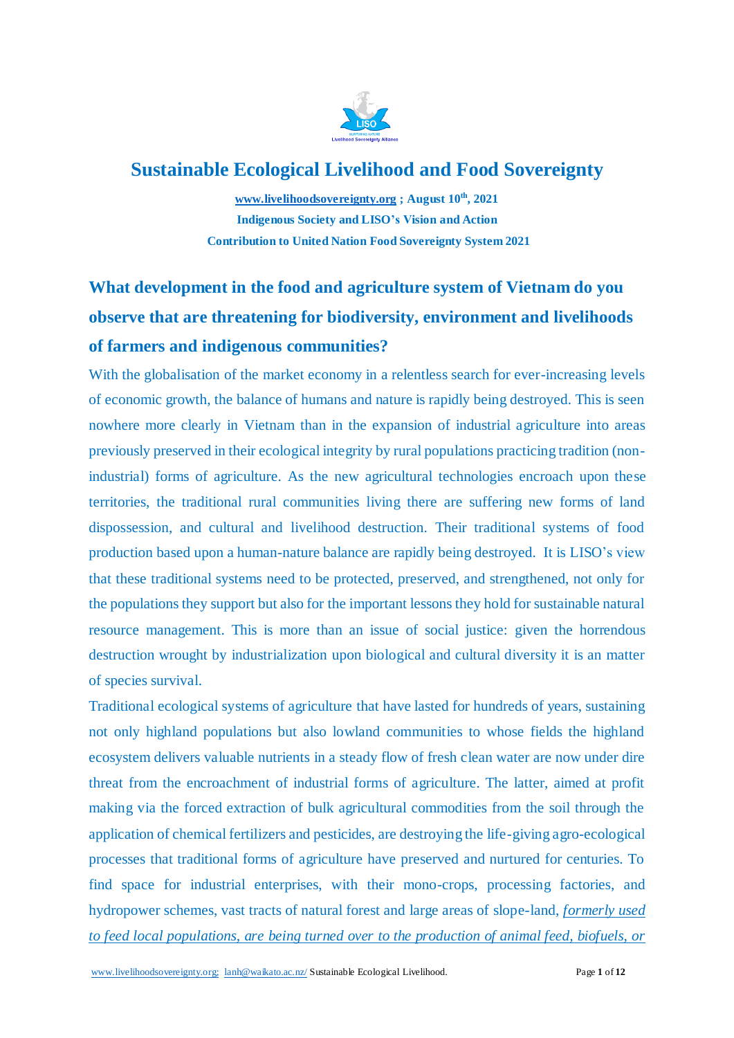# Sustainable Ecological Livelihood and Food Sovereignty

**www.livelihoodsovereignty.org ; August 10th, 2021**
**Indigenous Society and LISO's Vision and Action**
**Contribution to United Nation Food Sovereignty System 2021**

## What development in the food and agriculture system of Vietnam do you observe that are threatening for biodiversity, environment and livelihoods of farmers and indigenous communities?

With the globalisation of the market economy in a relentless search for ever-increasing levels of economic growth, the balance of humans and nature is rapidly being destroyed. This is seen nowhere more clearly in Vietnam than in the expansion of industrial agriculture into areas previously preserved in their ecological integrity by rural populations practicing tradition (non-industrial) forms of agriculture. As the new agricultural technologies encroach upon these territories, the traditional rural communities living there are suffering new forms of land dispossession, and cultural and livelihood destruction. Their traditional systems of food production based upon a human-nature balance are rapidly being destroyed. It is LISO's view that these traditional systems need to be protected, preserved, and strengthened, not only for the populations they support but also for the important lessons they hold for sustainable natural resource management. This is more than an issue of social justice: given the horrendous destruction wrought by industrialization upon biological and cultural diversity it is an matter of species survival.

Traditional ecological systems of agriculture that have lasted for hundreds of years, sustaining not only highland populations but also lowland communities to whose fields the highland ecosystem delivers valuable nutrients in a steady flow of fresh clean water are now under dire threat from the encroachment of industrial forms of agriculture. The latter, aimed at profit making via the forced extraction of bulk agricultural commodities from the soil through the application of chemical fertilizers and pesticides, are destroying the life-giving agro-ecological processes that traditional forms of agriculture have preserved and nurtured for centuries. To find space for industrial enterprises, with their mono-crops, processing factories, and hydropower schemes, vast tracts of natural forest and large areas of slope-land, *formerly used to feed local populations, are being turned over to the production of animal feed, biofuels, or*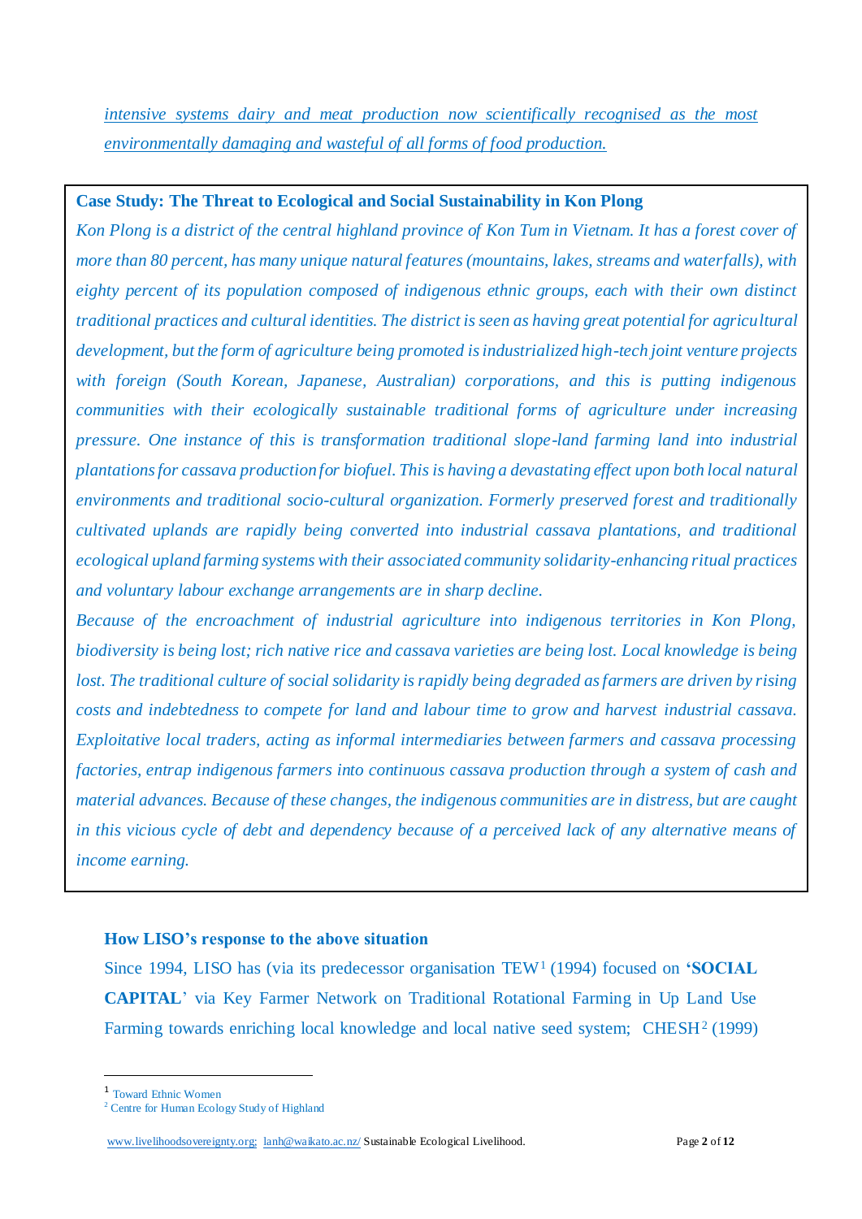*intensive systems dairy and meat production now scientifically recognised as the most environmentally damaging and wasteful of all forms of food production.*

**Case Study: The Threat to Ecological and Social Sustainability in Kon Plong**

*Kon Plong is a district of the central highland province of Kon Tum in Vietnam. It has a forest cover of more than 80 percent, has many unique natural features (mountains, lakes, streams and waterfalls), with eighty percent of its population composed of indigenous ethnic groups, each with their own distinct traditional practices and cultural identities. The district is seen as having great potential for agricultural development, but the form of agriculture being promoted is industrialized high-tech joint venture projects with foreign (South Korean, Japanese, Australian) corporations, and this is putting indigenous communities with their ecologically sustainable traditional forms of agriculture under increasing pressure. One instance of this is transformation traditional slope-land farming land into industrial plantations for cassava production for biofuel. This is having a devastating effect upon both local natural environments and traditional socio-cultural organization. Formerly preserved forest and traditionally cultivated uplands are rapidly being converted into industrial cassava plantations, and traditional ecological upland farming systems with their associated community solidarity-enhancing ritual practices and voluntary labour exchange arrangements are in sharp decline.*

*Because of the encroachment of industrial agriculture into indigenous territories in Kon Plong, biodiversity is being lost; rich native rice and cassava varieties are being lost. Local knowledge is being lost. The traditional culture of social solidarity is rapidly being degraded as farmers are driven by rising costs and indebtedness to compete for land and labour time to grow and harvest industrial cassava. Exploitative local traders, acting as informal intermediaries between farmers and cassava processing factories, entrap indigenous farmers into continuous cassava production through a system of cash and material advances. Because of these changes, the indigenous communities are in distress, but are caught in this vicious cycle of debt and dependency because of a perceived lack of any alternative means of income earning.*

### How LISO's response to the above situation

Since 1994, LISO has (via its predecessor organisation TEW[1] (1994) focused on '**SOCIAL CAPITAL**' via Key Farmer Network on Traditional Rotational Farming in Up Land Use Farming towards enriching local knowledge and local native seed system; CHESH[2] (1999)

[1] Toward Ethnic Women

[2] Centre for Human Ecology Study of Highland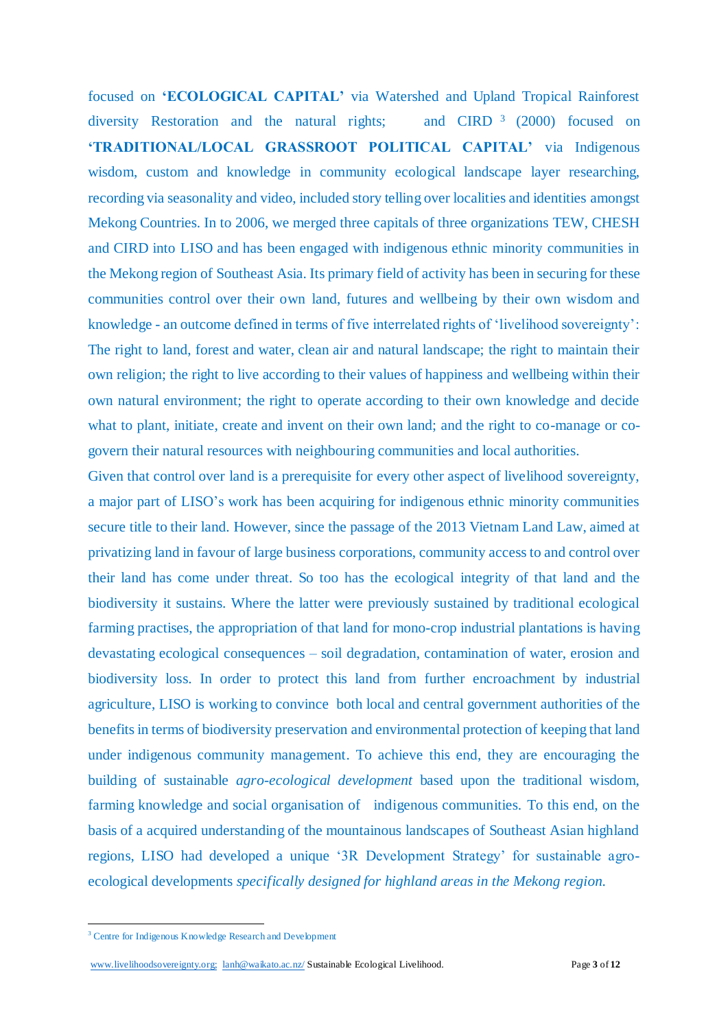focused on **'ECOLOGICAL CAPITAL'** via Watershed and Upland Tropical Rainforest diversity Restoration and the natural rights; and CIRD [3] (2000) focused on **'TRADITIONAL/LOCAL GRASSROOT POLITICAL CAPITAL'** via Indigenous wisdom, custom and knowledge in community ecological landscape layer researching, recording via seasonality and video, included story telling over localities and identities amongst Mekong Countries. In to 2006, we merged three capitals of three organizations TEW, CHESH and CIRD into LISO and has been engaged with indigenous ethnic minority communities in the Mekong region of Southeast Asia. Its primary field of activity has been in securing for these communities control over their own land, futures and wellbeing by their own wisdom and knowledge - an outcome defined in terms of five interrelated rights of 'livelihood sovereignty': The right to land, forest and water, clean air and natural landscape; the right to maintain their own religion; the right to live according to their values of happiness and wellbeing within their own natural environment; the right to operate according to their own knowledge and decide what to plant, initiate, create and invent on their own land; and the right to co-manage or co-govern their natural resources with neighbouring communities and local authorities.

Given that control over land is a prerequisite for every other aspect of livelihood sovereignty, a major part of LISO's work has been acquiring for indigenous ethnic minority communities secure title to their land. However, since the passage of the 2013 Vietnam Land Law, aimed at privatizing land in favour of large business corporations, community access to and control over their land has come under threat. So too has the ecological integrity of that land and the biodiversity it sustains. Where the latter were previously sustained by traditional ecological farming practises, the appropriation of that land for mono-crop industrial plantations is having devastating ecological consequences – soil degradation, contamination of water, erosion and biodiversity loss. In order to protect this land from further encroachment by industrial agriculture, LISO is working to convince both local and central government authorities of the benefits in terms of biodiversity preservation and environmental protection of keeping that land under indigenous community management. To achieve this end, they are encouraging the building of sustainable *agro-ecological development* based upon the traditional wisdom, farming knowledge and social organisation of indigenous communities. To this end, on the basis of a acquired understanding of the mountainous landscapes of Southeast Asian highland regions, LISO had developed a unique '3R Development Strategy' for sustainable agro-ecological developments *specifically designed for highland areas in the Mekong region.*

[3] Centre for Indigenous Knowledge Research and Development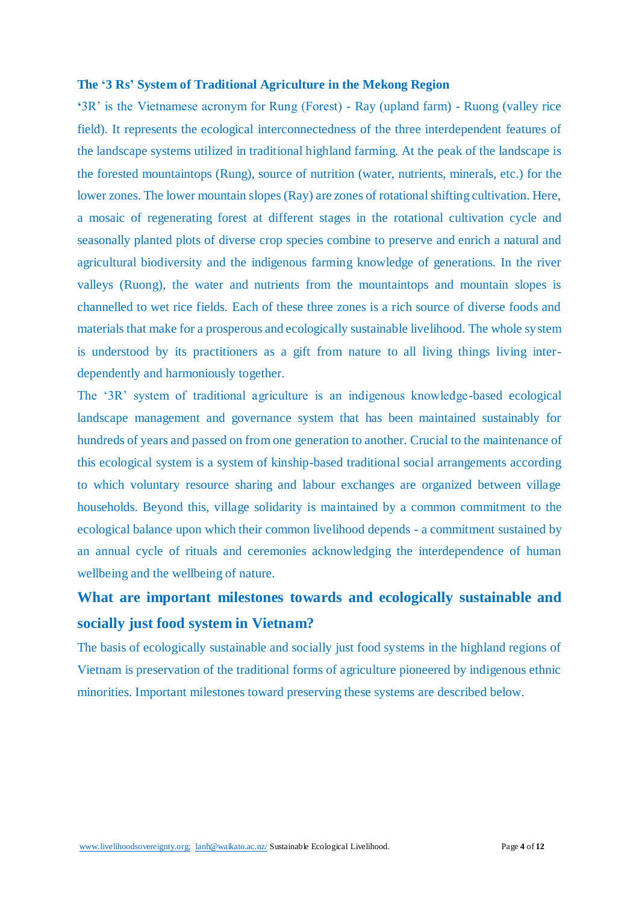### The '3 Rs' System of Traditional Agriculture in the Mekong Region

'3R' is the Vietnamese acronym for Rung (Forest) - Ray (upland farm) - Ruong (valley rice field). It represents the ecological interconnectedness of the three interdependent features of the landscape systems utilized in traditional highland farming. At the peak of the landscape is the forested mountaintops (Rung), source of nutrition (water, nutrients, minerals, etc.) for the lower zones. The lower mountain slopes (Ray) are zones of rotational shifting cultivation. Here, a mosaic of regenerating forest at different stages in the rotational cultivation cycle and seasonally planted plots of diverse crop species combine to preserve and enrich a natural and agricultural biodiversity and the indigenous farming knowledge of generations. In the river valleys (Ruong), the water and nutrients from the mountaintops and mountain slopes is channelled to wet rice fields. Each of these three zones is a rich source of diverse foods and materials that make for a prosperous and ecologically sustainable livelihood. The whole system is understood by its practitioners as a gift from nature to all living things living inter-dependently and harmoniously together.

The '3R' system of traditional agriculture is an indigenous knowledge-based ecological landscape management and governance system that has been maintained sustainably for hundreds of years and passed on from one generation to another. Crucial to the maintenance of this ecological system is a system of kinship-based traditional social arrangements according to which voluntary resource sharing and labour exchanges are organized between village households. Beyond this, village solidarity is maintained by a common commitment to the ecological balance upon which their common livelihood depends - a commitment sustained by an annual cycle of rituals and ceremonies acknowledging the interdependence of human wellbeing and the wellbeing of nature.

## What are important milestones towards and ecologically sustainable and socially just food system in Vietnam?

The basis of ecologically sustainable and socially just food systems in the highland regions of Vietnam is preservation of the traditional forms of agriculture pioneered by indigenous ethnic minorities. Important milestones toward preserving these systems are described below.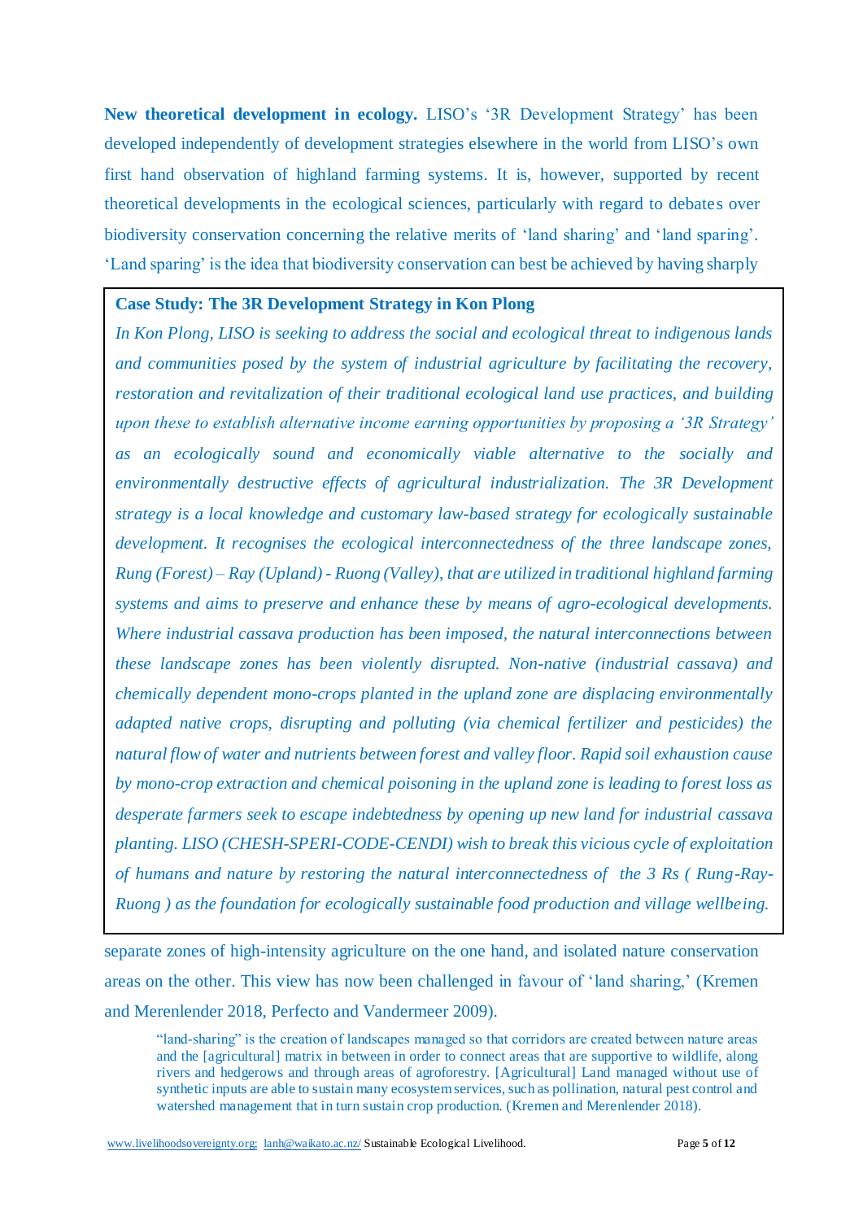**New theoretical development in ecology.** LISO's '3R Development Strategy' has been developed independently of development strategies elsewhere in the world from LISO's own first hand observation of highland farming systems. It is, however, supported by recent theoretical developments in the ecological sciences, particularly with regard to debates over biodiversity conservation concerning the relative merits of 'land sharing' and 'land sparing'. 'Land sparing' is the idea that biodiversity conservation can best be achieved by having sharply separate zones of high-intensity agriculture on the one hand, and isolated nature conservation areas on the other. This view has now been challenged in favour of 'land sharing,' (Kremen and Merenlender 2018, Perfecto and Vandermeer 2009).

> **Case Study: The 3R Development Strategy in Kon Plong**
>
> *In Kon Plong, LISO is seeking to address the social and ecological threat to indigenous lands and communities posed by the system of industrial agriculture by facilitating the recovery, restoration and revitalization of their traditional ecological land use practices, and building upon these to establish alternative income earning opportunities by proposing a '3R Strategy' as an ecologically sound and economically viable alternative to the socially and environmentally destructive effects of agricultural industrialization. The 3R Development strategy is a local knowledge and customary law-based strategy for ecologically sustainable development. It recognises the ecological interconnectedness of the three landscape zones, Rung (Forest) – Ray (Upland) - Ruong (Valley), that are utilized in traditional highland farming systems and aims to preserve and enhance these by means of agro-ecological developments. Where industrial cassava production has been imposed, the natural interconnections between these landscape zones has been violently disrupted. Non-native (industrial cassava) and chemically dependent mono-crops planted in the upland zone are displacing environmentally adapted native crops, disrupting and polluting (via chemical fertilizer and pesticides) the natural flow of water and nutrients between forest and valley floor. Rapid soil exhaustion cause by mono-crop extraction and chemical poisoning in the upland zone is leading to forest loss as desperate farmers seek to escape indebtedness by opening up new land for industrial cassava planting. LISO (CHESH-SPERI-CODE-CENDI) wish to break this vicious cycle of exploitation of humans and nature by restoring the natural interconnectedness of the 3 Rs ( Rung-Ray-Ruong ) as the foundation for ecologically sustainable food production and village wellbeing.*

> "land-sharing" is the creation of landscapes managed so that corridors are created between nature areas and the [agricultural] matrix in between in order to connect areas that are supportive to wildlife, along rivers and hedgerows and through areas of agroforestry. [Agricultural] Land managed without use of synthetic inputs are able to sustain many ecosystem services, such as pollination, natural pest control and watershed management that in turn sustain crop production. (Kremen and Merenlender 2018).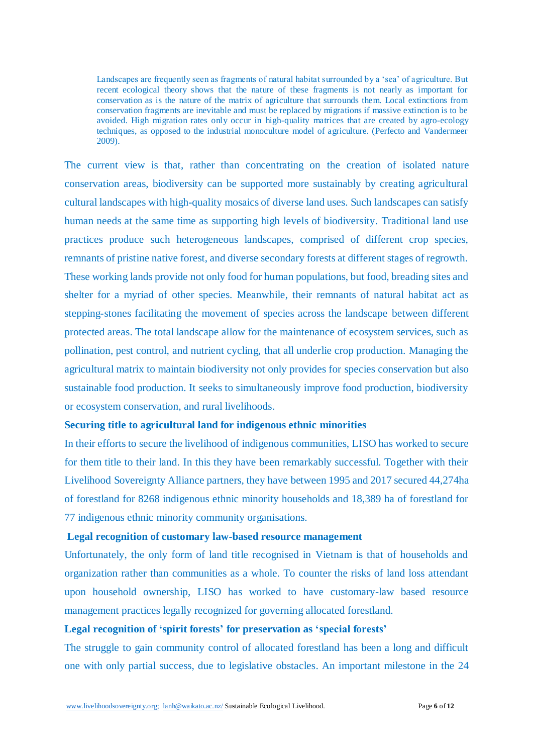> Landscapes are frequently seen as fragments of natural habitat surrounded by a 'sea' of agriculture. But recent ecological theory shows that the nature of these fragments is not nearly as important for conservation as is the nature of the matrix of agriculture that surrounds them. Local extinctions from conservation fragments are inevitable and must be replaced by migrations if massive extinction is to be avoided. High migration rates only occur in high-quality matrices that are created by agro-ecology techniques, as opposed to the industrial monoculture model of agriculture. (Perfecto and Vandermeer 2009).

The current view is that, rather than concentrating on the creation of isolated nature conservation areas, biodiversity can be supported more sustainably by creating agricultural cultural landscapes with high-quality mosaics of diverse land uses. Such landscapes can satisfy human needs at the same time as supporting high levels of biodiversity. Traditional land use practices produce such heterogeneous landscapes, comprised of different crop species, remnants of pristine native forest, and diverse secondary forests at different stages of regrowth. These working lands provide not only food for human populations, but food, breading sites and shelter for a myriad of other species. Meanwhile, their remnants of natural habitat act as stepping-stones facilitating the movement of species across the landscape between different protected areas. The total landscape allow for the maintenance of ecosystem services, such as pollination, pest control, and nutrient cycling, that all underlie crop production. Managing the agricultural matrix to maintain biodiversity not only provides for species conservation but also sustainable food production. It seeks to simultaneously improve food production, biodiversity or ecosystem conservation, and rural livelihoods.

**Securing title to agricultural land for indigenous ethnic minorities**

In their efforts to secure the livelihood of indigenous communities, LISO has worked to secure for them title to their land. In this they have been remarkably successful. Together with their Livelihood Sovereignty Alliance partners, they have between 1995 and 2017 secured 44,274ha of forestland for 8268 indigenous ethnic minority households and 18,389 ha of forestland for 77 indigenous ethnic minority community organisations.

**Legal recognition of customary law-based resource management**

Unfortunately, the only form of land title recognised in Vietnam is that of households and organization rather than communities as a whole. To counter the risks of land loss attendant upon household ownership, LISO has worked to have customary-law based resource management practices legally recognized for governing allocated forestland.

**Legal recognition of 'spirit forests' for preservation as 'special forests'**

The struggle to gain community control of allocated forestland has been a long and difficult one with only partial success, due to legislative obstacles. An important milestone in the 24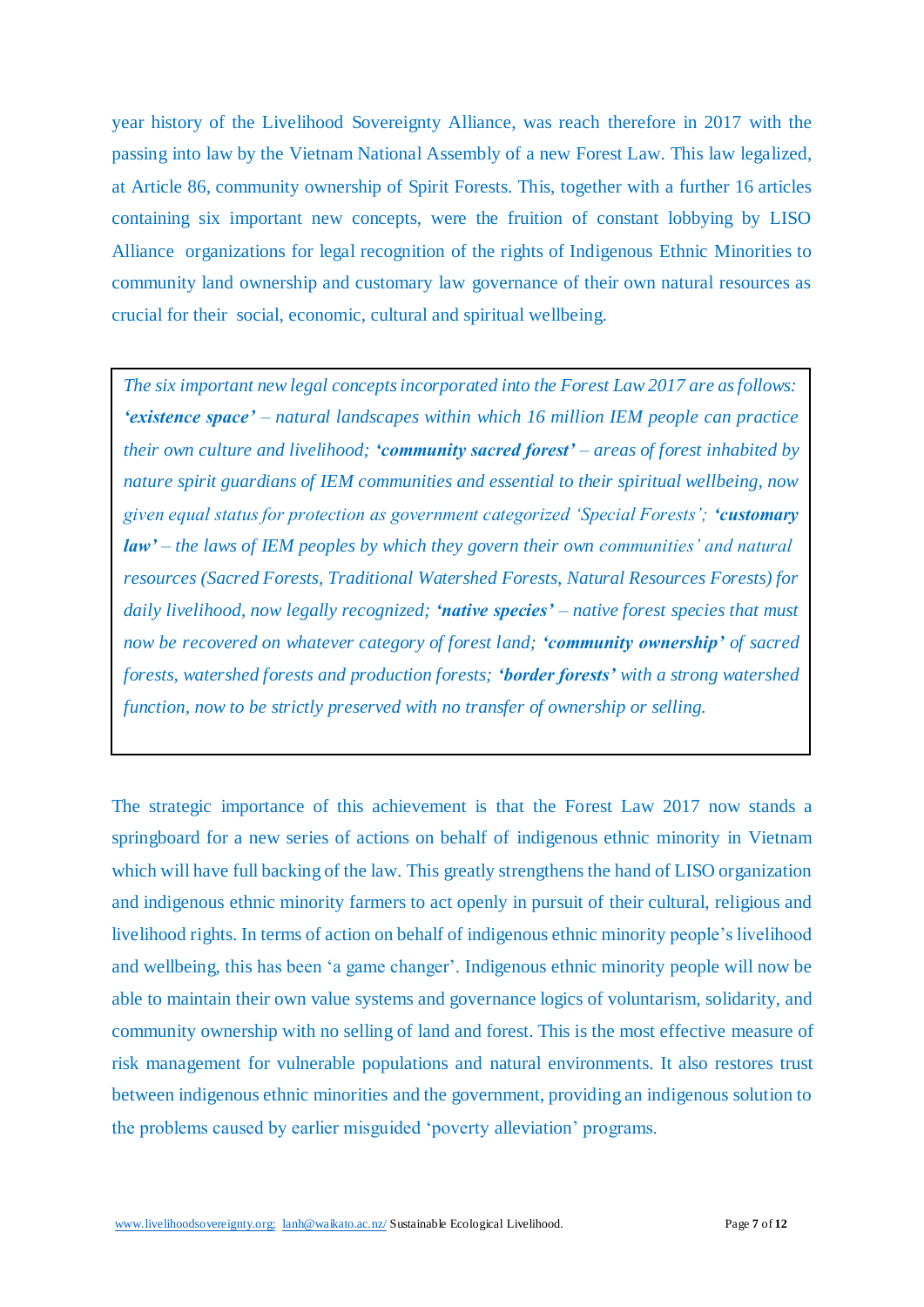year history of the Livelihood Sovereignty Alliance, was reach therefore in 2017 with the passing into law by the Vietnam National Assembly of a new Forest Law. This law legalized, at Article 86, community ownership of Spirit Forests. This, together with a further 16 articles containing six important new concepts, were the fruition of constant lobbying by LISO Alliance organizations for legal recognition of the rights of Indigenous Ethnic Minorities to community land ownership and customary law governance of their own natural resources as crucial for their social, economic, cultural and spiritual wellbeing.

> *The six important new legal concepts incorporated into the Forest Law 2017 are as follows: **'existence space'** – natural landscapes within which 16 million IEM people can practice their own culture and livelihood; **'community sacred forest'** – areas of forest inhabited by nature spirit guardians of IEM communities and essential to their spiritual wellbeing, now given equal status for protection as government categorized 'Special Forests'; **'customary law'** – the laws of IEM peoples by which they govern their own communities' and natural resources (Sacred Forests, Traditional Watershed Forests, Natural Resources Forests) for daily livelihood, now legally recognized; **'native species'** – native forest species that must now be recovered on whatever category of forest land; **'community ownership'** of sacred forests, watershed forests and production forests; **'border forests'** with a strong watershed function, now to be strictly preserved with no transfer of ownership or selling.*

The strategic importance of this achievement is that the Forest Law 2017 now stands a springboard for a new series of actions on behalf of indigenous ethnic minority in Vietnam which will have full backing of the law. This greatly strengthens the hand of LISO organization and indigenous ethnic minority farmers to act openly in pursuit of their cultural, religious and livelihood rights. In terms of action on behalf of indigenous ethnic minority people's livelihood and wellbeing, this has been 'a game changer'. Indigenous ethnic minority people will now be able to maintain their own value systems and governance logics of voluntarism, solidarity, and community ownership with no selling of land and forest. This is the most effective measure of risk management for vulnerable populations and natural environments. It also restores trust between indigenous ethnic minorities and the government, providing an indigenous solution to the problems caused by earlier misguided 'poverty alleviation' programs.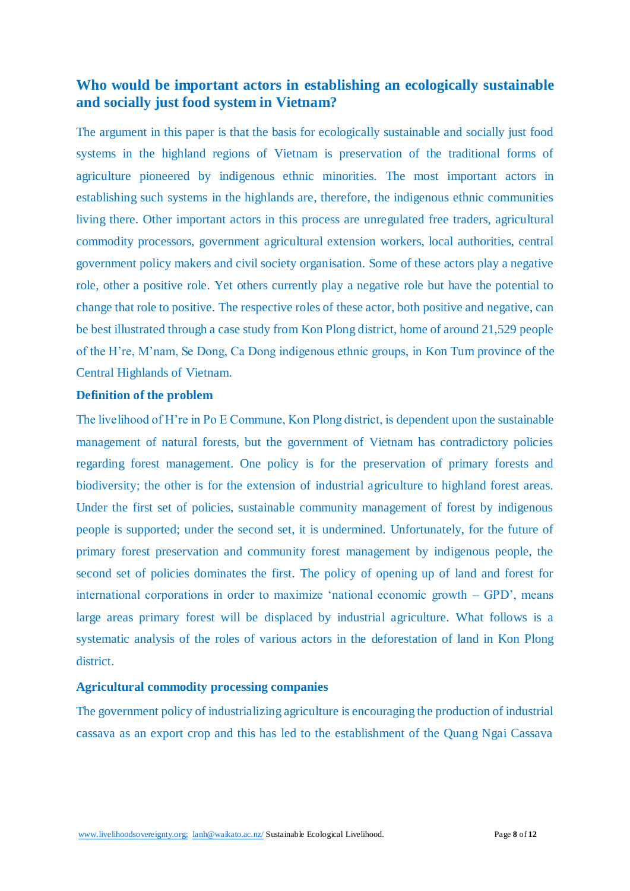## Who would be important actors in establishing an ecologically sustainable and socially just food system in Vietnam?

The argument in this paper is that the basis for ecologically sustainable and socially just food systems in the highland regions of Vietnam is preservation of the traditional forms of agriculture pioneered by indigenous ethnic minorities. The most important actors in establishing such systems in the highlands are, therefore, the indigenous ethnic communities living there. Other important actors in this process are unregulated free traders, agricultural commodity processors, government agricultural extension workers, local authorities, central government policy makers and civil society organisation. Some of these actors play a negative role, other a positive role. Yet others currently play a negative role but have the potential to change that role to positive. The respective roles of these actor, both positive and negative, can be best illustrated through a case study from Kon Plong district, home of around 21,529 people of the H're, M'nam, Se Dong, Ca Dong indigenous ethnic groups, in Kon Tum province of the Central Highlands of Vietnam.

### Definition of the problem

The livelihood of H're in Po E Commune, Kon Plong district, is dependent upon the sustainable management of natural forests, but the government of Vietnam has contradictory policies regarding forest management. One policy is for the preservation of primary forests and biodiversity; the other is for the extension of industrial agriculture to highland forest areas. Under the first set of policies, sustainable community management of forest by indigenous people is supported; under the second set, it is undermined. Unfortunately, for the future of primary forest preservation and community forest management by indigenous people, the second set of policies dominates the first. The policy of opening up of land and forest for international corporations in order to maximize 'national economic growth – GPD', means large areas primary forest will be displaced by industrial agriculture. What follows is a systematic analysis of the roles of various actors in the deforestation of land in Kon Plong district.

### Agricultural commodity processing companies

The government policy of industrializing agriculture is encouraging the production of industrial cassava as an export crop and this has led to the establishment of the Quang Ngai Cassava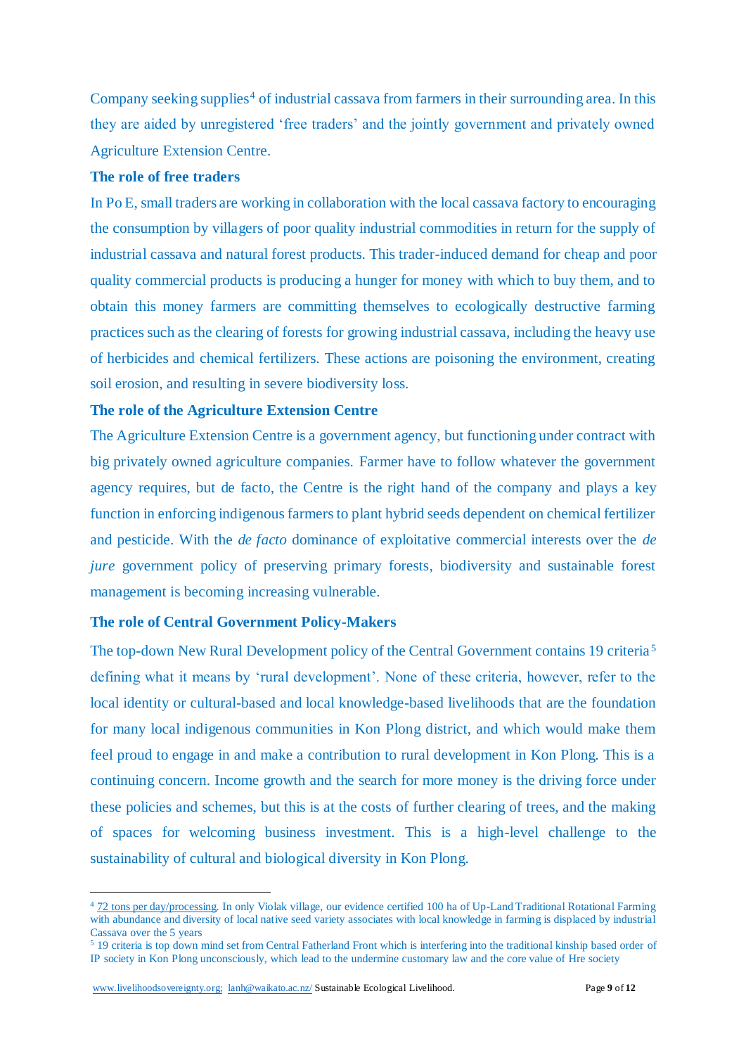Company seeking supplies[4] of industrial cassava from farmers in their surrounding area. In this they are aided by unregistered 'free traders' and the jointly government and privately owned Agriculture Extension Centre.

**The role of free traders**

In Po E, small traders are working in collaboration with the local cassava factory to encouraging the consumption by villagers of poor quality industrial commodities in return for the supply of industrial cassava and natural forest products. This trader-induced demand for cheap and poor quality commercial products is producing a hunger for money with which to buy them, and to obtain this money farmers are committing themselves to ecologically destructive farming practices such as the clearing of forests for growing industrial cassava, including the heavy use of herbicides and chemical fertilizers. These actions are poisoning the environment, creating soil erosion, and resulting in severe biodiversity loss.

**The role of the Agriculture Extension Centre**

The Agriculture Extension Centre is a government agency, but functioning under contract with big privately owned agriculture companies. Farmer have to follow whatever the government agency requires, but de facto, the Centre is the right hand of the company and plays a key function in enforcing indigenous farmers to plant hybrid seeds dependent on chemical fertilizer and pesticide. With the *de facto* dominance of exploitative commercial interests over the *de jure* government policy of preserving primary forests, biodiversity and sustainable forest management is becoming increasing vulnerable.

**The role of Central Government Policy-Makers**

The top-down New Rural Development policy of the Central Government contains 19 criteria[5] defining what it means by 'rural development'. None of these criteria, however, refer to the local identity or cultural-based and local knowledge-based livelihoods that are the foundation for many local indigenous communities in Kon Plong district, and which would make them feel proud to engage in and make a contribution to rural development in Kon Plong. This is a continuing concern. Income growth and the search for more money is the driving force under these policies and schemes, but this is at the costs of further clearing of trees, and the making of spaces for welcoming business investment. This is a high-level challenge to the sustainability of cultural and biological diversity in Kon Plong.

---

[4] 72 tons per day/processing. In only Violak village, our evidence certified 100 ha of Up-Land Traditional Rotational Farming with abundance and diversity of local native seed variety associates with local knowledge in farming is displaced by industrial Cassava over the 5 years

[5] 19 criteria is top down mind set from Central Fatherland Front which is interfering into the traditional kinship based order of IP society in Kon Plong unconsciously, which lead to the undermine customary law and the core value of Hre society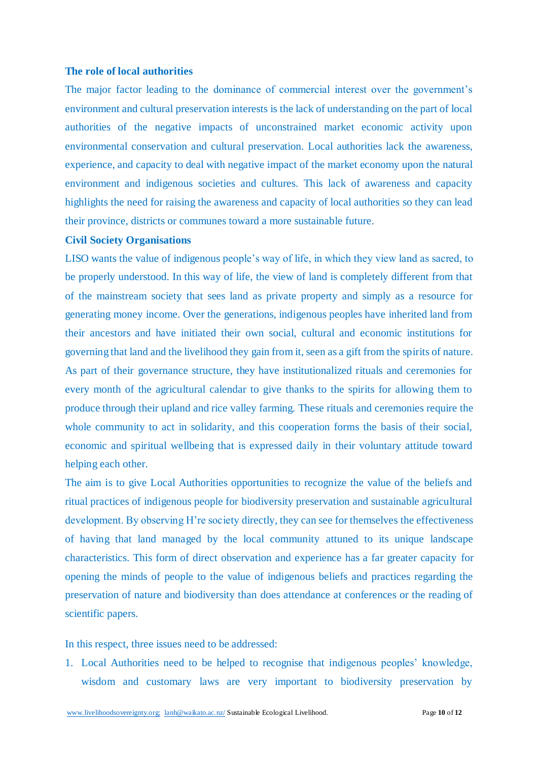### The role of local authorities

The major factor leading to the dominance of commercial interest over the government's environment and cultural preservation interests is the lack of understanding on the part of local authorities of the negative impacts of unconstrained market economic activity upon environmental conservation and cultural preservation. Local authorities lack the awareness, experience, and capacity to deal with negative impact of the market economy upon the natural environment and indigenous societies and cultures. This lack of awareness and capacity highlights the need for raising the awareness and capacity of local authorities so they can lead their province, districts or communes toward a more sustainable future.

### Civil Society Organisations

LISO wants the value of indigenous people's way of life, in which they view land as sacred, to be properly understood. In this way of life, the view of land is completely different from that of the mainstream society that sees land as private property and simply as a resource for generating money income. Over the generations, indigenous peoples have inherited land from their ancestors and have initiated their own social, cultural and economic institutions for governing that land and the livelihood they gain from it, seen as a gift from the spirits of nature. As part of their governance structure, they have institutionalized rituals and ceremonies for every month of the agricultural calendar to give thanks to the spirits for allowing them to produce through their upland and rice valley farming. These rituals and ceremonies require the whole community to act in solidarity, and this cooperation forms the basis of their social, economic and spiritual wellbeing that is expressed daily in their voluntary attitude toward helping each other.

The aim is to give Local Authorities opportunities to recognize the value of the beliefs and ritual practices of indigenous people for biodiversity preservation and sustainable agricultural development. By observing H're society directly, they can see for themselves the effectiveness of having that land managed by the local community attuned to its unique landscape characteristics. This form of direct observation and experience has a far greater capacity for opening the minds of people to the value of indigenous beliefs and practices regarding the preservation of nature and biodiversity than does attendance at conferences or the reading of scientific papers.

In this respect, three issues need to be addressed:

1. Local Authorities need to be helped to recognise that indigenous peoples' knowledge, wisdom and customary laws are very important to biodiversity preservation by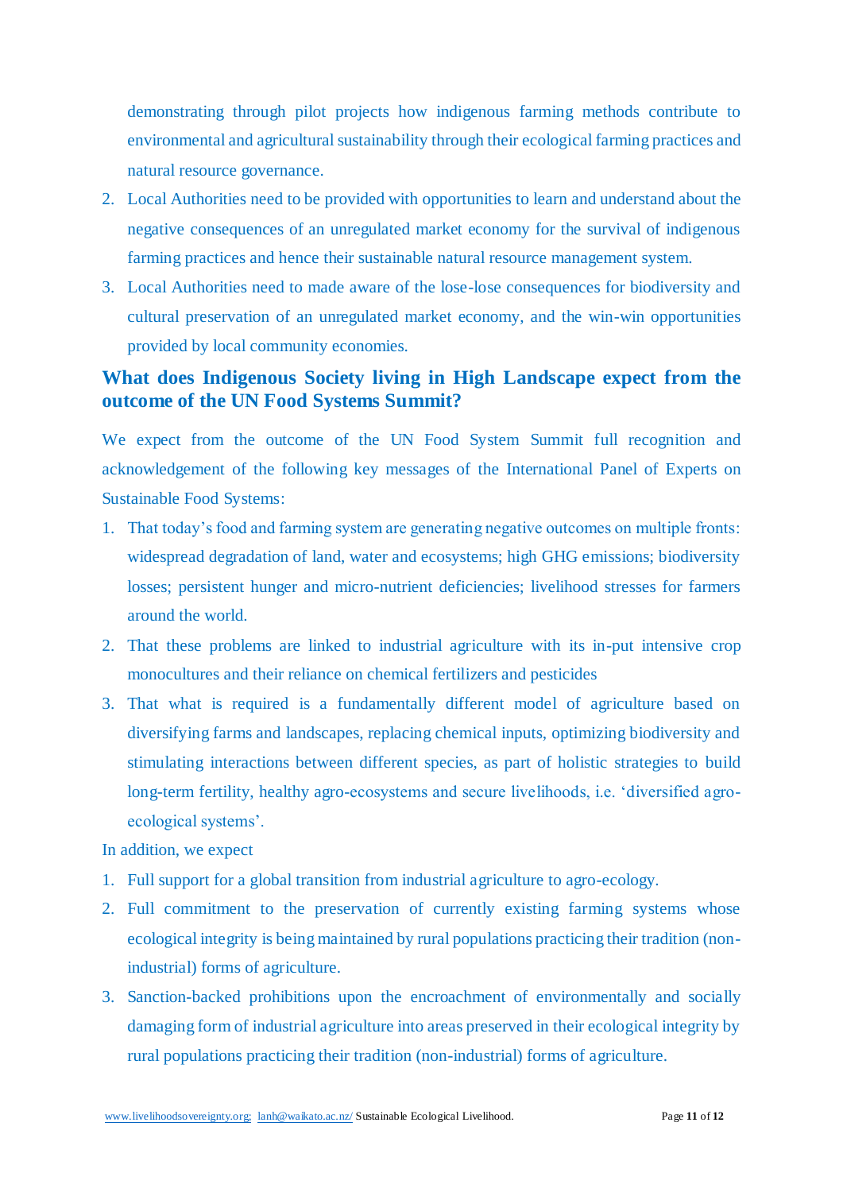demonstrating through pilot projects how indigenous farming methods contribute to environmental and agricultural sustainability through their ecological farming practices and natural resource governance.

2. Local Authorities need to be provided with opportunities to learn and understand about the negative consequences of an unregulated market economy for the survival of indigenous farming practices and hence their sustainable natural resource management system.
3. Local Authorities need to made aware of the lose-lose consequences for biodiversity and cultural preservation of an unregulated market economy, and the win-win opportunities provided by local community economies.

## What does Indigenous Society living in High Landscape expect from the outcome of the UN Food Systems Summit?

We expect from the outcome of the UN Food System Summit full recognition and acknowledgement of the following key messages of the International Panel of Experts on Sustainable Food Systems:

1. That today's food and farming system are generating negative outcomes on multiple fronts: widespread degradation of land, water and ecosystems; high GHG emissions; biodiversity losses; persistent hunger and micro-nutrient deficiencies; livelihood stresses for farmers around the world.
2. That these problems are linked to industrial agriculture with its in-put intensive crop monocultures and their reliance on chemical fertilizers and pesticides
3. That what is required is a fundamentally different model of agriculture based on diversifying farms and landscapes, replacing chemical inputs, optimizing biodiversity and stimulating interactions between different species, as part of holistic strategies to build long-term fertility, healthy agro-ecosystems and secure livelihoods, i.e. 'diversified agro-ecological systems'.

In addition, we expect

1. Full support for a global transition from industrial agriculture to agro-ecology.
2. Full commitment to the preservation of currently existing farming systems whose ecological integrity is being maintained by rural populations practicing their tradition (non-industrial) forms of agriculture.
3. Sanction-backed prohibitions upon the encroachment of environmentally and socially damaging form of industrial agriculture into areas preserved in their ecological integrity by rural populations practicing their tradition (non-industrial) forms of agriculture.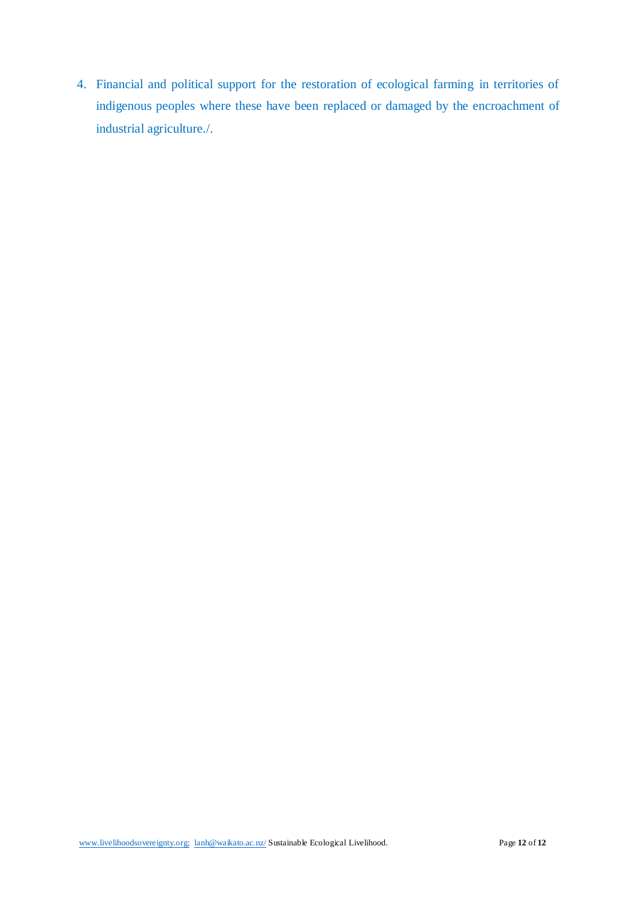4. Financial and political support for the restoration of ecological farming in territories of indigenous peoples where these have been replaced or damaged by the encroachment of industrial agriculture./.